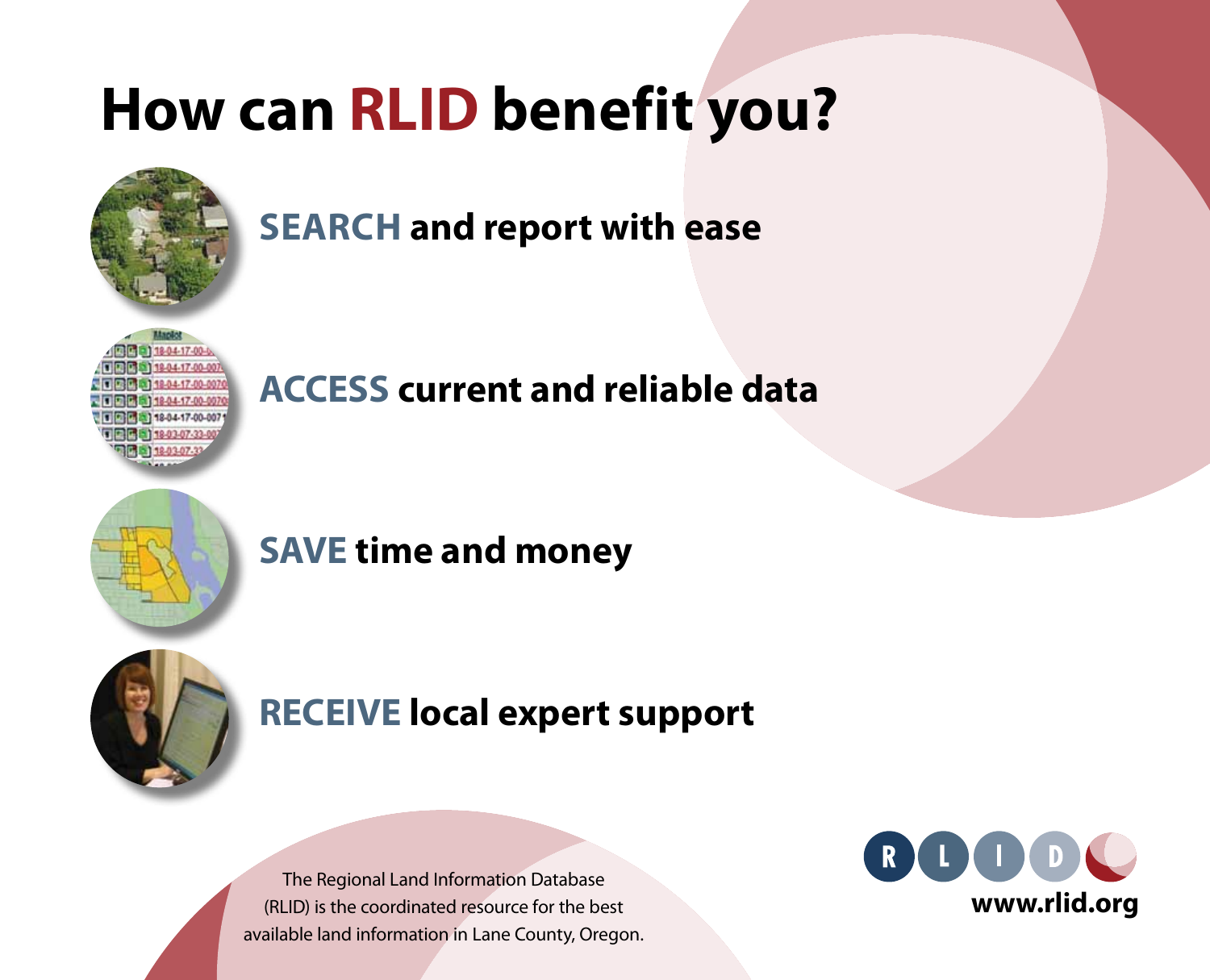# How can RLID benefit you?

**SEARCH and report with ease**

**ACCESS current and reliable data**

**SAVE time and money**

**RECEIVE local expert support**

The Regional Land Information Database (RLID) is the coordinated resource for the best available land information in Lane County, Oregon.

RLID

**www.rlid.org**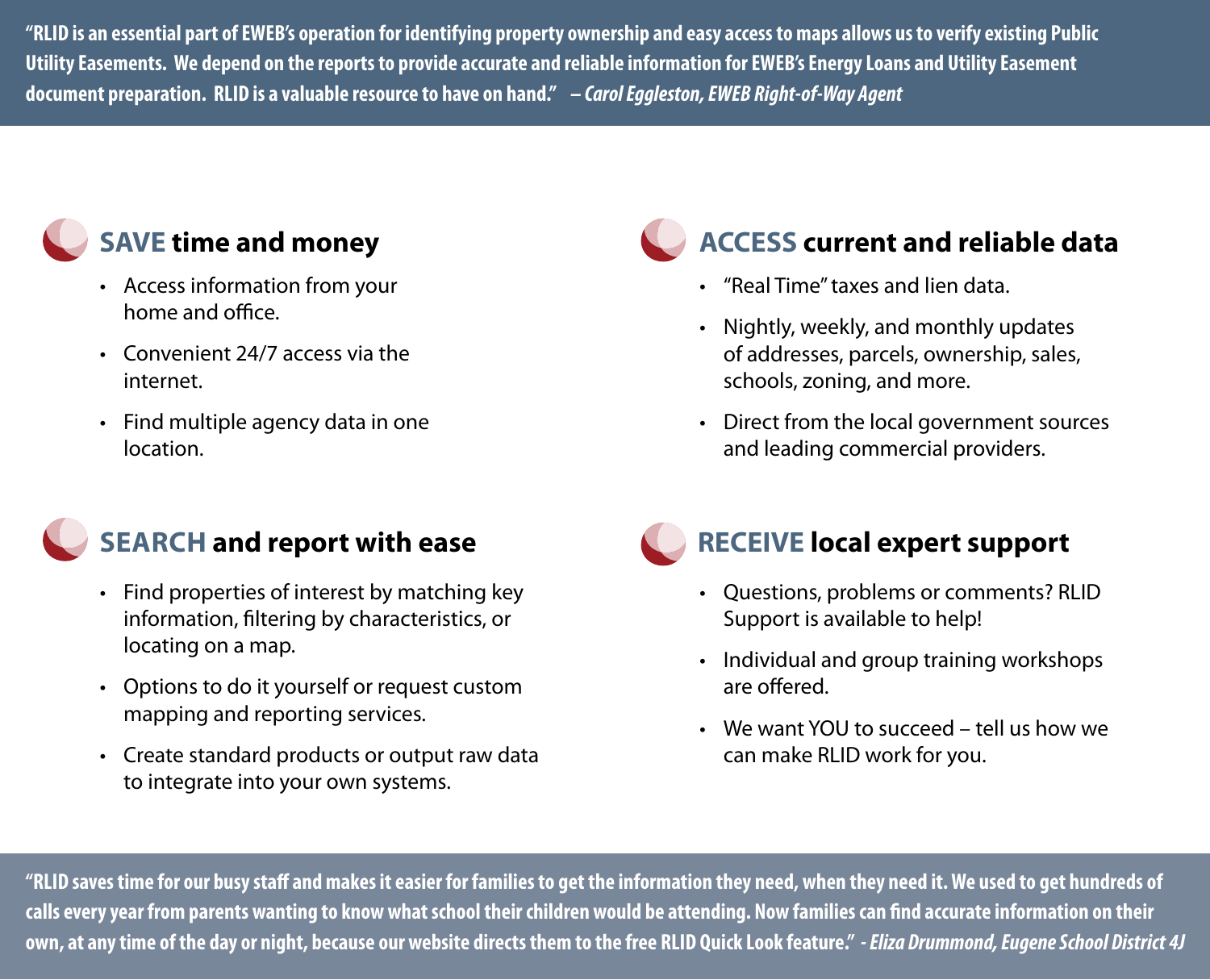**"RLID is an essential part of EWEB's operation for identifying property ownership and easy access to maps allows us to verify existing Public Utility Easements. We depend on the reports to provide accurate and reliable information for EWEB's Energy Loans and Utility Easement document preparation. RLID is a valuable resource to have on hand."** ***– Carol Eggleston, EWEB Right-of-Way Agent***

## SAVE time and money

- Access information from your home and office.
- Convenient 24/7 access via the internet.
- Find multiple agency data in one location.

## SEARCH and report with ease

- Find properties of interest by matching key information, filtering by characteristics, or locating on a map.
- Options to do it yourself or request custom mapping and reporting services.
- Create standard products or output raw data to integrate into your own systems.

## ACCESS current and reliable data

- "Real Time" taxes and lien data.
- Nightly, weekly, and monthly updates of addresses, parcels, ownership, sales, schools, zoning, and more.
- Direct from the local government sources and leading commercial providers.

## RECEIVE local expert support

- Questions, problems or comments? RLID Support is available to help!
- Individual and group training workshops are offered.
- We want YOU to succeed – tell us how we can make RLID work for you.

**"RLID saves time for our busy staff and makes it easier for families to get the information they need, when they need it. We used to get hundreds of calls every year from parents wanting to know what school their children would be attending. Now families can find accurate information on their own, at any time of the day or night, because our website directs them to the free RLID Quick Look feature."** ***- Eliza Drummond, Eugene School District 4J***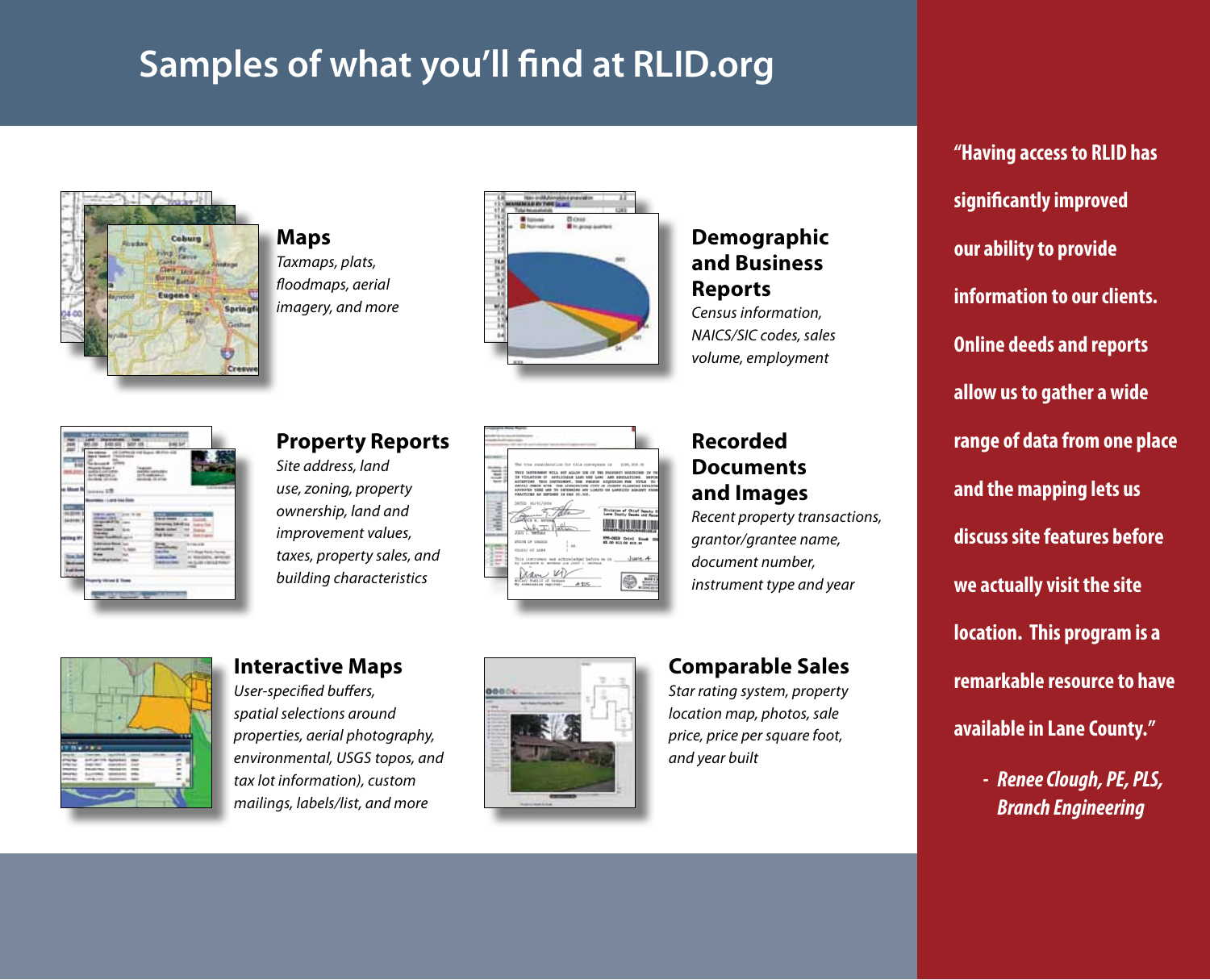# Samples of what you'll find at RLID.org

## Maps

*Taxmaps, plats, floodmaps, aerial imagery, and more*

## Demographic and Business Reports

*Census information, NAICS/SIC codes, sales volume, employment*

## Property Reports

*Site address, land use, zoning, property ownership, land and improvement values, taxes, property sales, and building characteristics*

## Recorded Documents and Images

*Recent property transactions, grantor/grantee name, document number, instrument type and year*

## Interactive Maps

*User-specified buffers, spatial selections around properties, aerial photography, environmental, USGS topos, and tax lot information), custom mailings, labels/list, and more*

## Comparable Sales

*Star rating system, property location map, photos, sale price, price per square foot, and year built*

**"Having access to RLID has significantly improved our ability to provide information to our clients. Online deeds and reports allow us to gather a wide range of data from one place and the mapping lets us discuss site features before we actually visit the site location. This program is a remarkable resource to have available in Lane County."**

***- Renee Clough, PE, PLS, Branch Engineering***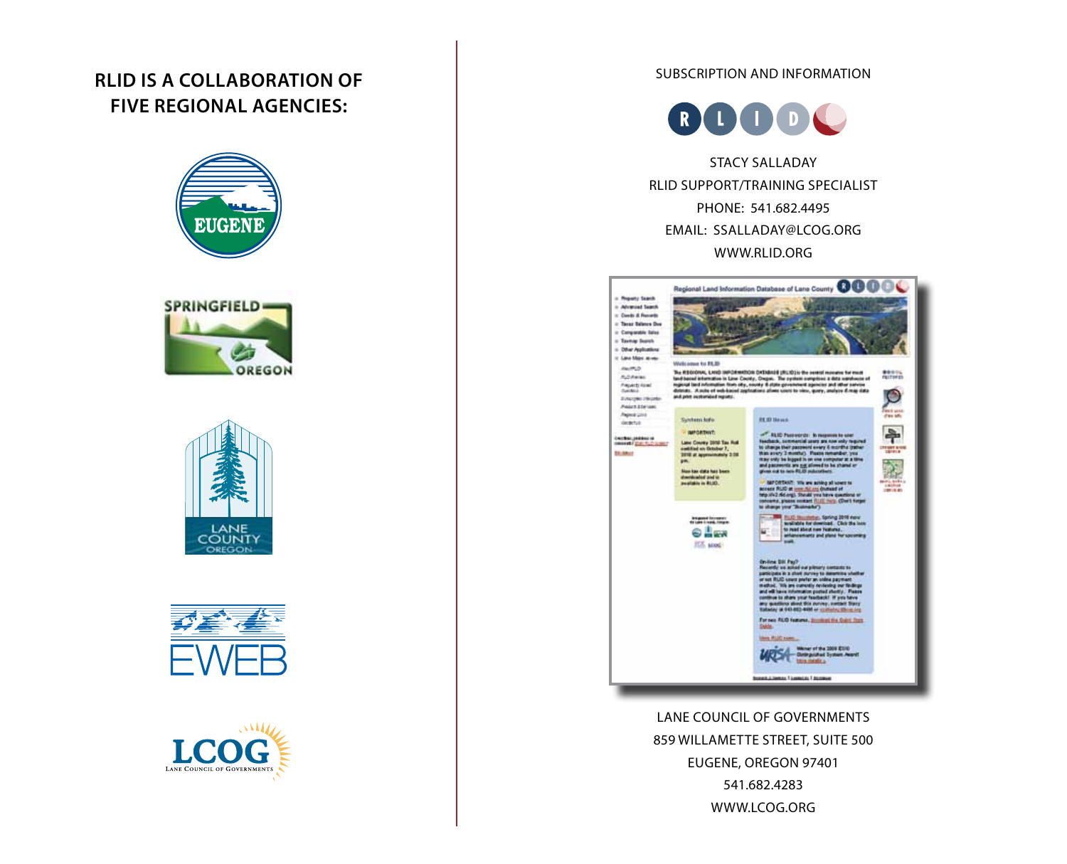## RLID IS A COLLABORATION OF FIVE REGIONAL AGENCIES:

SUBSCRIPTION AND INFORMATION

STACY SALLADAY
RLID SUPPORT/TRAINING SPECIALIST
PHONE: 541.682.4495
EMAIL: SSALLADAY@LCOG.ORG
WWW.RLID.ORG

LANE COUNCIL OF GOVERNMENTS
859 WILLAMETTE STREET, SUITE 500
EUGENE, OREGON 97401
541.682.4283
WWW.LCOG.ORG